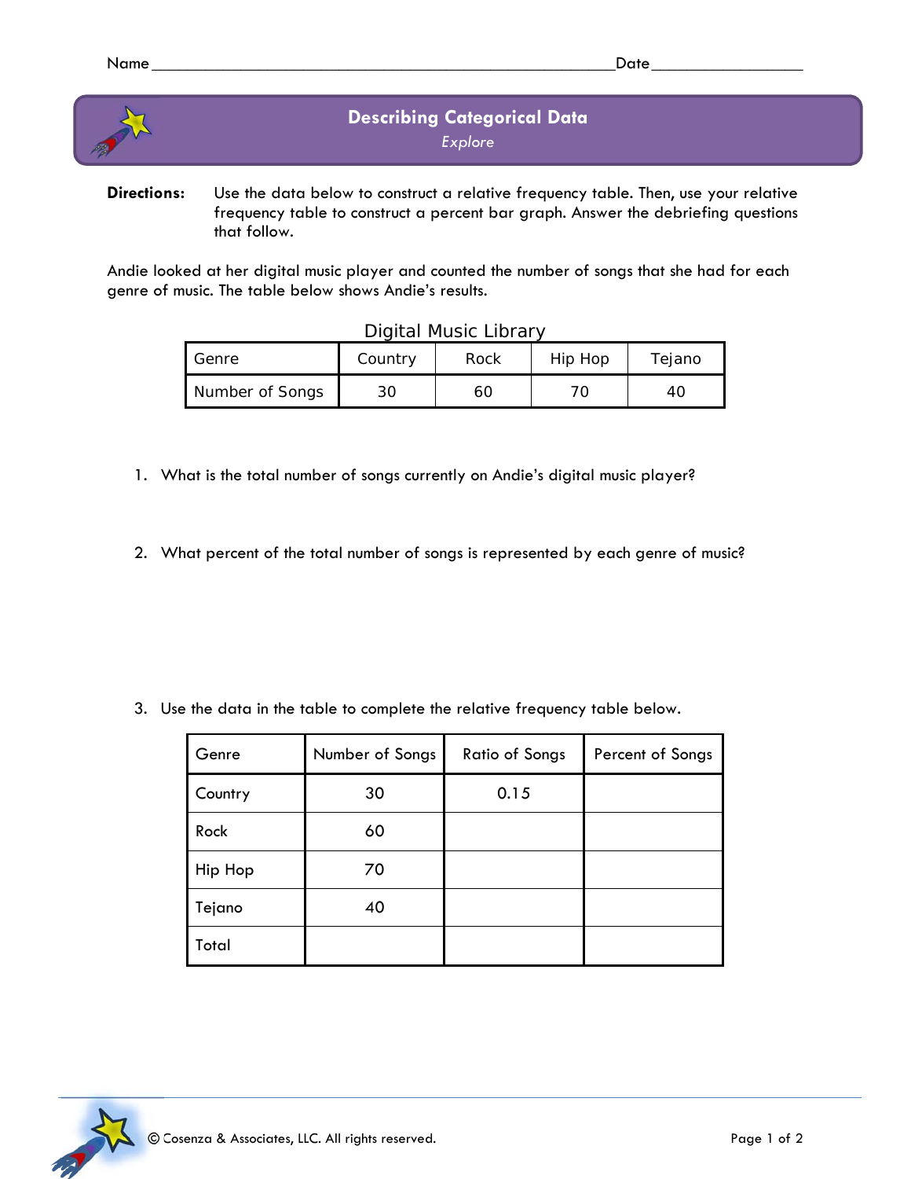Name ______________________________________________________Date_________________

# Describing Categorical Data

*Explore*

**Directions:** Use the data below to construct a relative frequency table. Then, use your relative frequency table to construct a percent bar graph. Answer the debriefing questions that follow.

Andie looked at her digital music player and counted the number of songs that she had for each genre of music. The table below shows Andie's results.

Digital Music Library

| Genre | Country | Rock | Hip Hop | Tejano |
|---|---|---|---|---|
| Number of Songs | 30 | 60 | 70 | 40 |

1. What is the total number of songs currently on Andie's digital music player?

2. What percent of the total number of songs is represented by each genre of music?

3. Use the data in the table to complete the relative frequency table below.

| Genre | Number of Songs | Ratio of Songs | Percent of Songs |
|---|---|---|---|
| Country | 30 | 0.15 | |
| Rock | 60 | | |
| Hip Hop | 70 | | |
| Tejano | 40 | | |
| Total | | | |

© Cosenza & Associates, LLC. All rights reserved.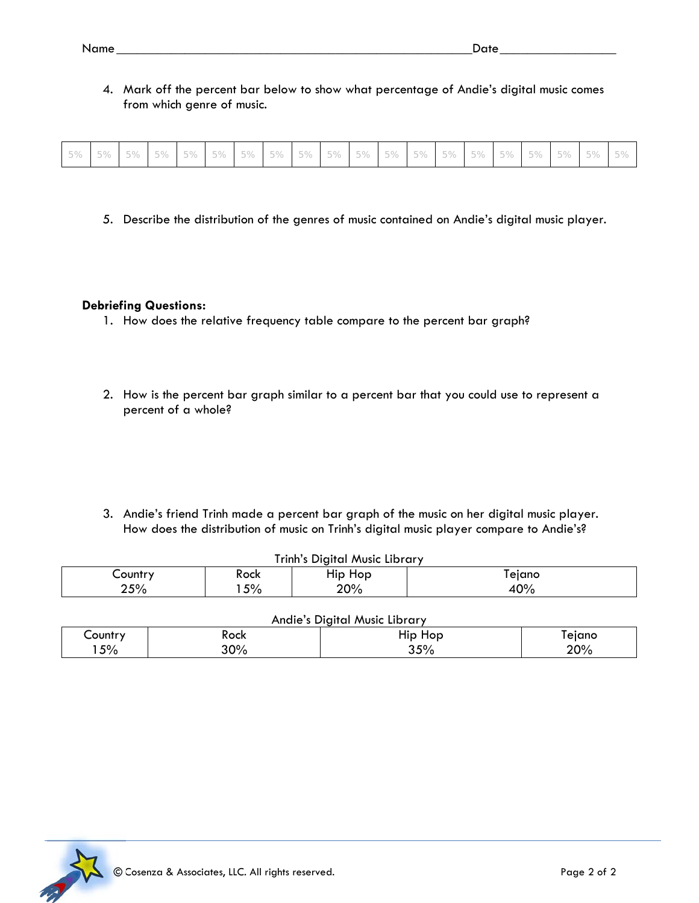Name______________________________________________________Date_________________

4. Mark off the percent bar below to show what percentage of Andie's digital music comes from which genre of music.

| | | | | | | | | | | | | | | | | | | | |
|---|---|---|---|---|---|---|---|---|---|---|---|---|---|---|---|---|---|---|---|
| 5% | 5% | 5% | 5% | 5% | 5% | 5% | 5% | 5% | 5% | 5% | 5% | 5% | 5% | 5% | 5% | 5% | 5% | 5% | 5% |

5. Describe the distribution of the genres of music contained on Andie's digital music player.

**Debriefing Questions:**

1. How does the relative frequency table compare to the percent bar graph?

2. How is the percent bar graph similar to a percent bar that you could use to represent a percent of a whole?

3. Andie's friend Trinh made a percent bar graph of the music on her digital music player. How does the distribution of music on Trinh's digital music player compare to Andie's?

Trinh's Digital Music Library

| Country | Rock | Hip Hop | Tejano |
|---|---|---|---|
| 25% | 15% | 20% | 40% |

Andie's Digital Music Library

| Country | Rock | Hip Hop | Tejano |
|---|---|---|---|
| 15% | 30% | 35% | 20% |

© Cosenza & Associates, LLC. All rights reserved.